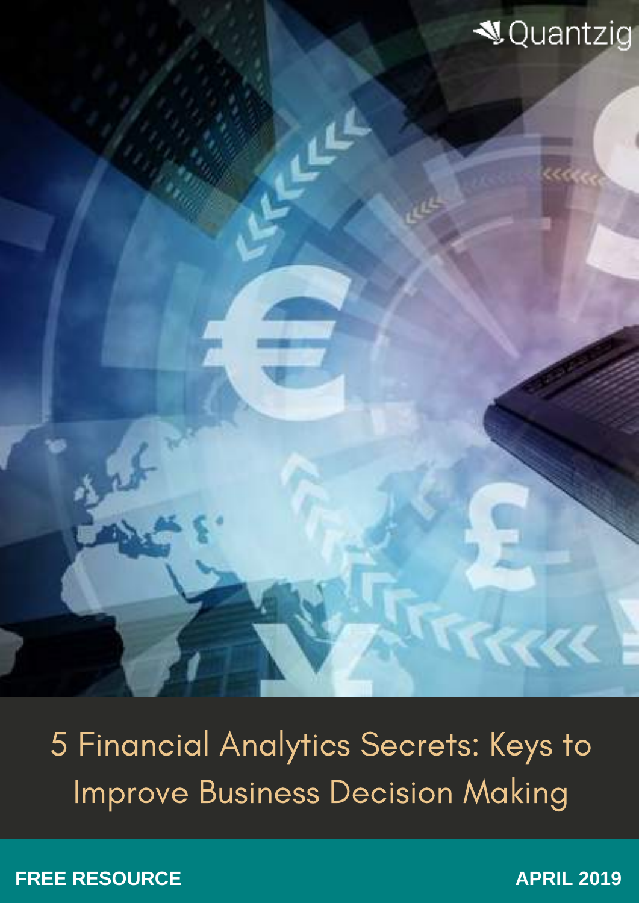Quantzig

# 5 Financial Analytics Secrets: Keys to Improve Business Decision Making

**FREE RESOURCE**

**APRIL 2019**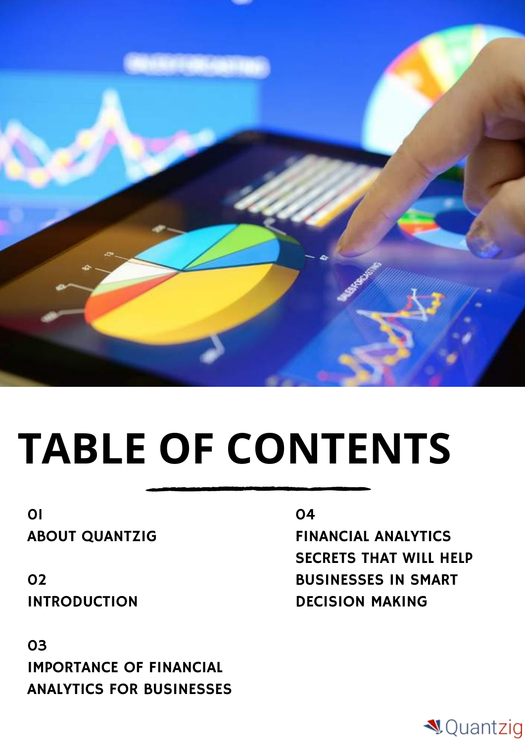# TABLE OF CONTENTS

01
ABOUT QUANTZIG

02
INTRODUCTION

03
IMPORTANCE OF FINANCIAL ANALYTICS FOR BUSINESSES

04
FINANCIAL ANALYTICS SECRETS THAT WILL HELP BUSINESSES IN SMART DECISION MAKING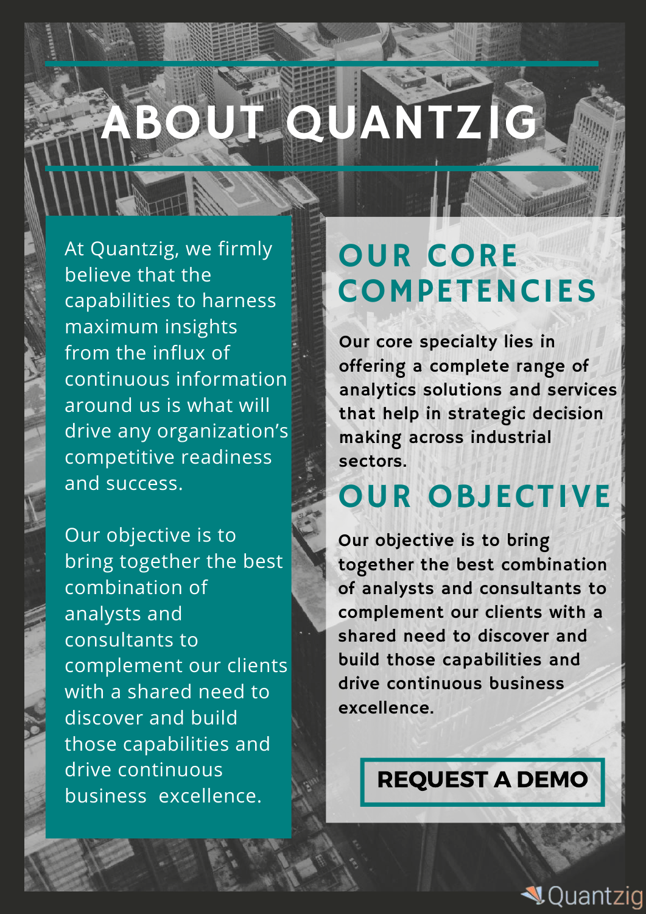# ABOUT QUANTZIG

At Quantzig, we firmly believe that the capabilities to harness maximum insights from the influx of continuous information around us is what will drive any organization's competitive readiness and success.

Our objective is to bring together the best combination of analysts and consultants to complement our clients with a shared need to discover and build those capabilities and drive continuous business excellence.

## OUR CORE COMPETENCIES

Our core specialty lies in offering a complete range of analytics solutions and services that help in strategic decision making across industrial sectors.

## OUR OBJECTIVE

Our objective is to bring together the best combination of analysts and consultants to complement our clients with a shared need to discover and build those capabilities and drive continuous business excellence.

**REQUEST A DEMO**

Quantzig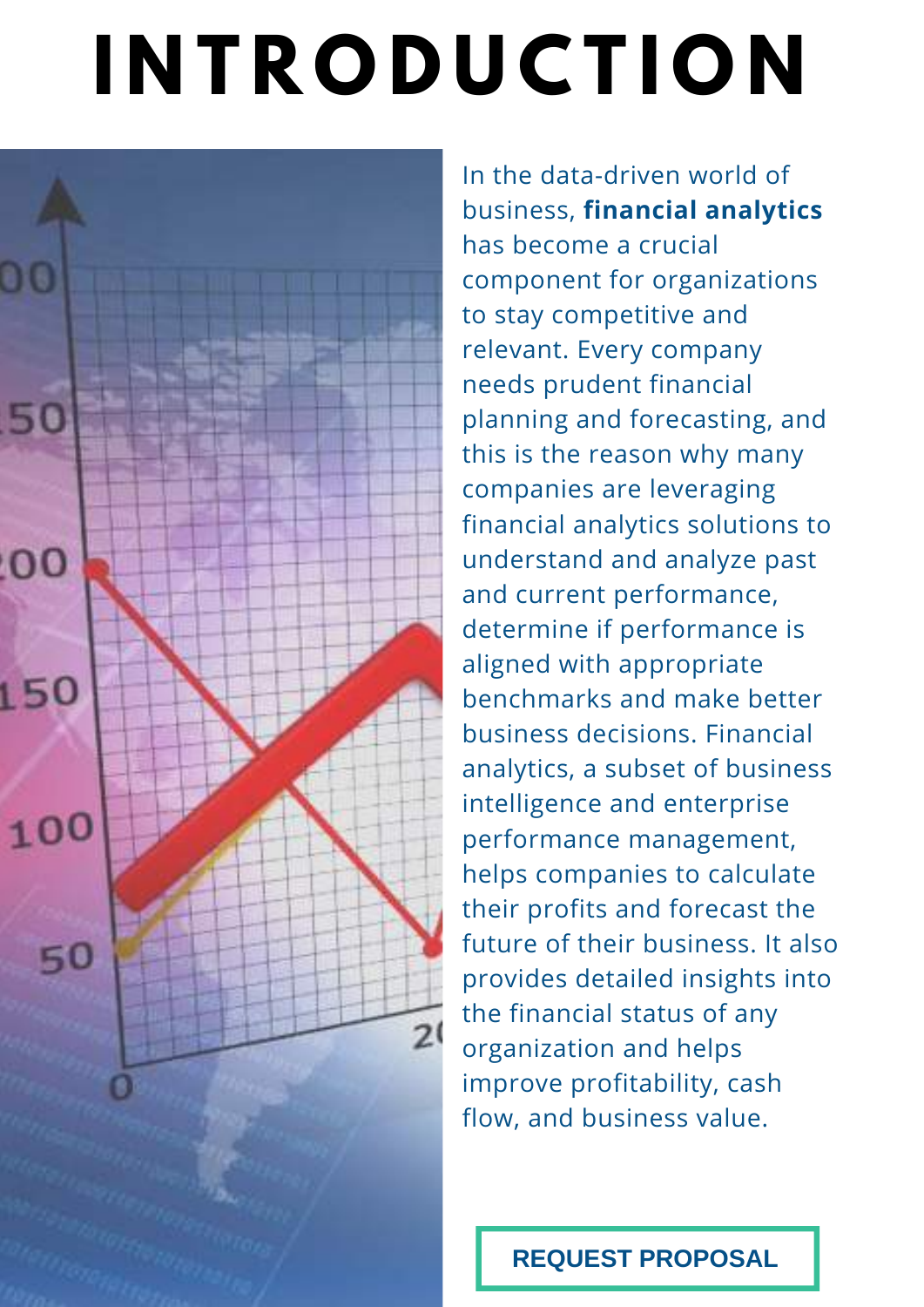# INTRODUCTION

In the data-driven world of business, **financial analytics** has become a crucial component for organizations to stay competitive and relevant. Every company needs prudent financial planning and forecasting, and this is the reason why many companies are leveraging financial analytics solutions to understand and analyze past and current performance, determine if performance is aligned with appropriate benchmarks and make better business decisions. Financial analytics, a subset of business intelligence and enterprise performance management, helps companies to calculate their profits and forecast the future of their business. It also provides detailed insights into the financial status of any organization and helps improve profitability, cash flow, and business value.

REQUEST PROPOSAL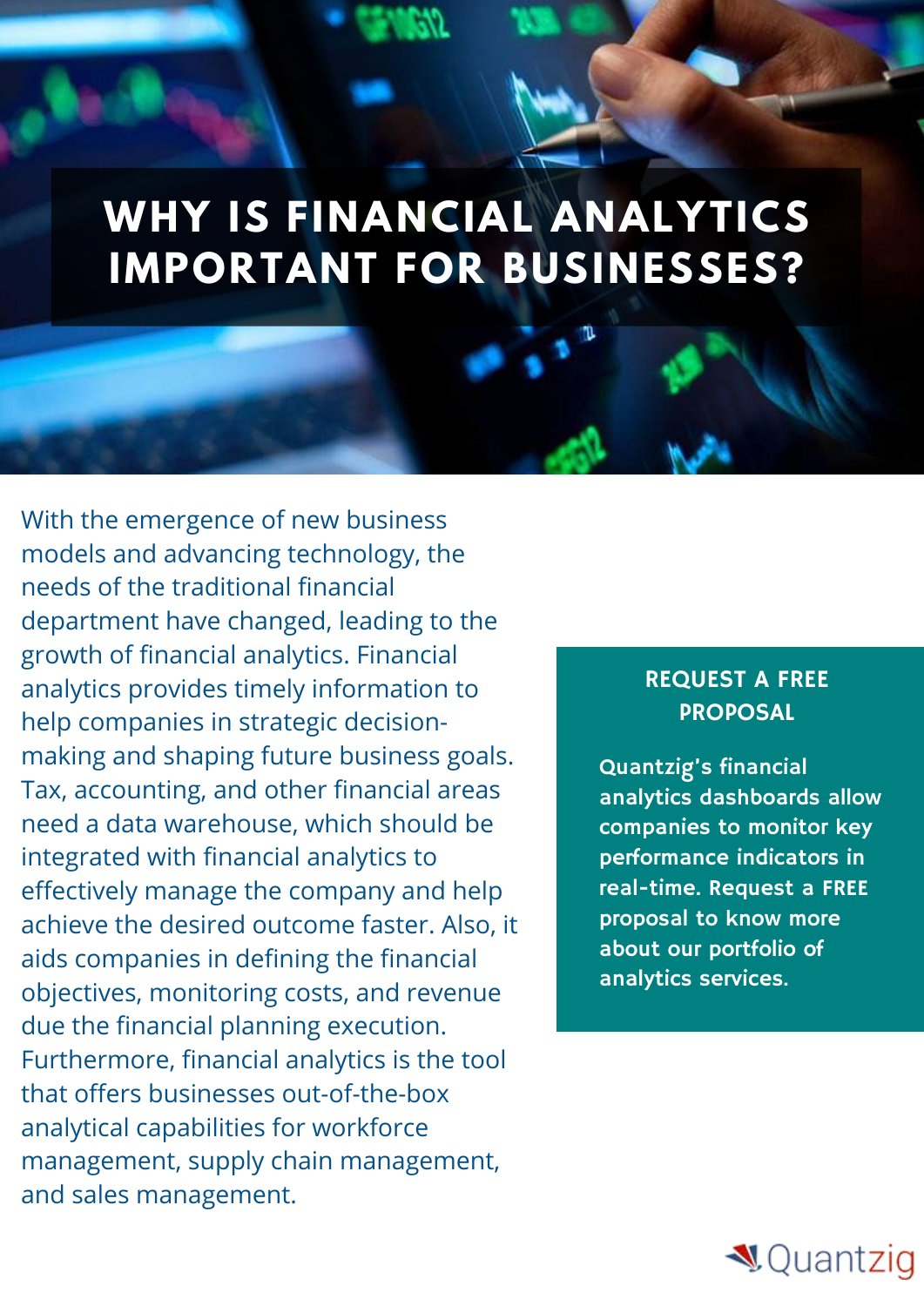# WHY IS FINANCIAL ANALYTICS IMPORTANT FOR BUSINESSES?

With the emergence of new business models and advancing technology, the needs of the traditional financial department have changed, leading to the growth of financial analytics. Financial analytics provides timely information to help companies in strategic decision-making and shaping future business goals. Tax, accounting, and other financial areas need a data warehouse, which should be integrated with financial analytics to effectively manage the company and help achieve the desired outcome faster. Also, it aids companies in defining the financial objectives, monitoring costs, and revenue due the financial planning execution. Furthermore, financial analytics is the tool that offers businesses out-of-the-box analytical capabilities for workforce management, supply chain management, and sales management.

**REQUEST A FREE PROPOSAL**

**Quantzig's financial analytics dashboards allow companies to monitor key performance indicators in real-time. Request a FREE proposal to know more about our portfolio of analytics services.**

Quantzig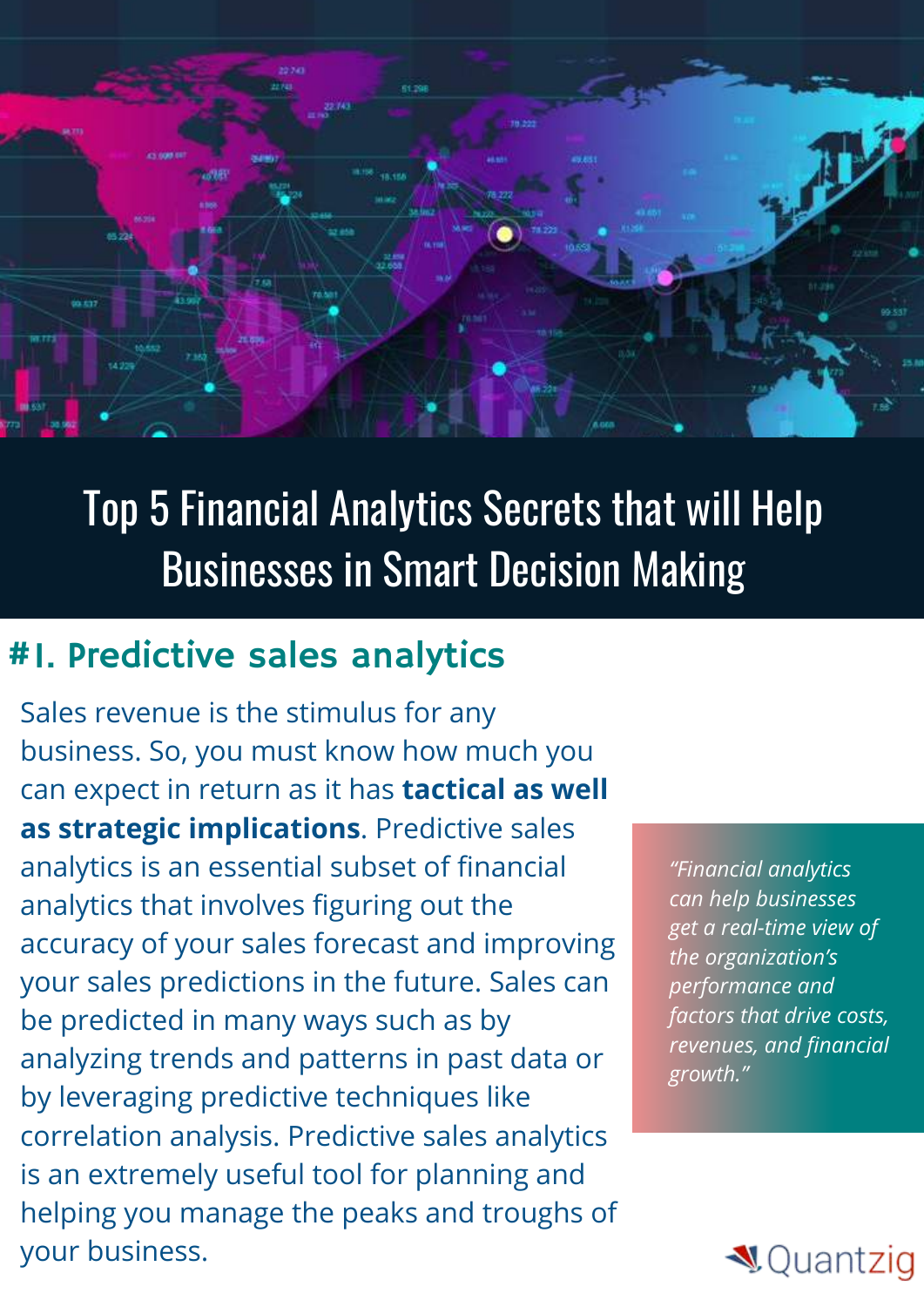# Top 5 Financial Analytics Secrets that will Help Businesses in Smart Decision Making

## #1. Predictive sales analytics

Sales revenue is the stimulus for any business. So, you must know how much you can expect in return as it has **tactical as well as strategic implications**. Predictive sales analytics is an essential subset of financial analytics that involves figuring out the accuracy of your sales forecast and improving your sales predictions in the future. Sales can be predicted in many ways such as by analyzing trends and patterns in past data or by leveraging predictive techniques like correlation analysis. Predictive sales analytics is an extremely useful tool for planning and helping you manage the peaks and troughs of your business.

*"Financial analytics can help businesses get a real-time view of the organization's performance and factors that drive costs, revenues, and financial growth."*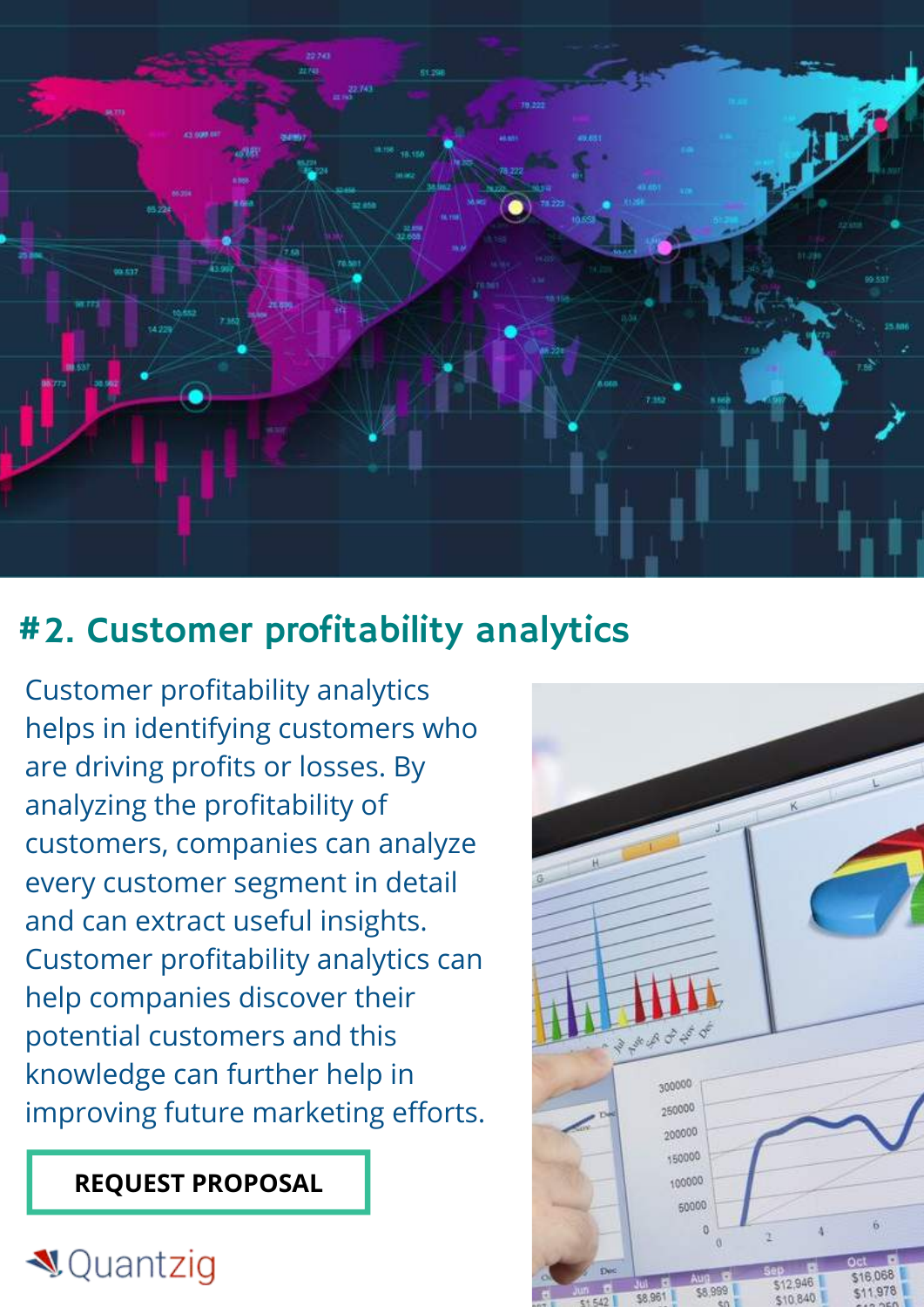## #2. Customer profitability analytics

Customer profitability analytics helps in identifying customers who are driving profits or losses. By analyzing the profitability of customers, companies can analyze every customer segment in detail and can extract useful insights. Customer profitability analytics can help companies discover their potential customers and this knowledge can further help in improving future marketing efforts.

**REQUEST PROPOSAL**

Quantzig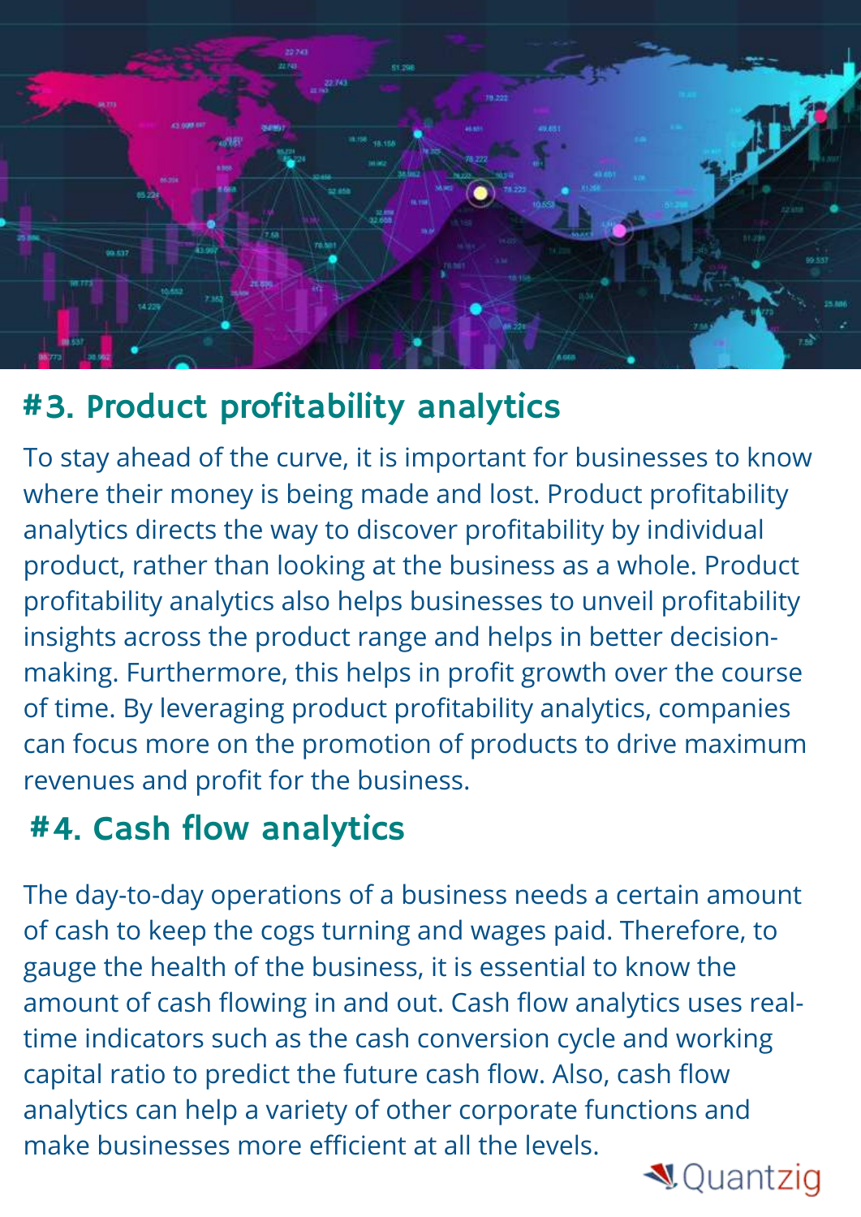## #3. Product profitability analytics

To stay ahead of the curve, it is important for businesses to know where their money is being made and lost. Product profitability analytics directs the way to discover profitability by individual product, rather than looking at the business as a whole. Product profitability analytics also helps businesses to unveil profitability insights across the product range and helps in better decision-making. Furthermore, this helps in profit growth over the course of time. By leveraging product profitability analytics, companies can focus more on the promotion of products to drive maximum revenues and profit for the business.

## #4. Cash flow analytics

The day-to-day operations of a business needs a certain amount of cash to keep the cogs turning and wages paid. Therefore, to gauge the health of the business, it is essential to know the amount of cash flowing in and out. Cash flow analytics uses real-time indicators such as the cash conversion cycle and working capital ratio to predict the future cash flow. Also, cash flow analytics can help a variety of other corporate functions and make businesses more efficient at all the levels.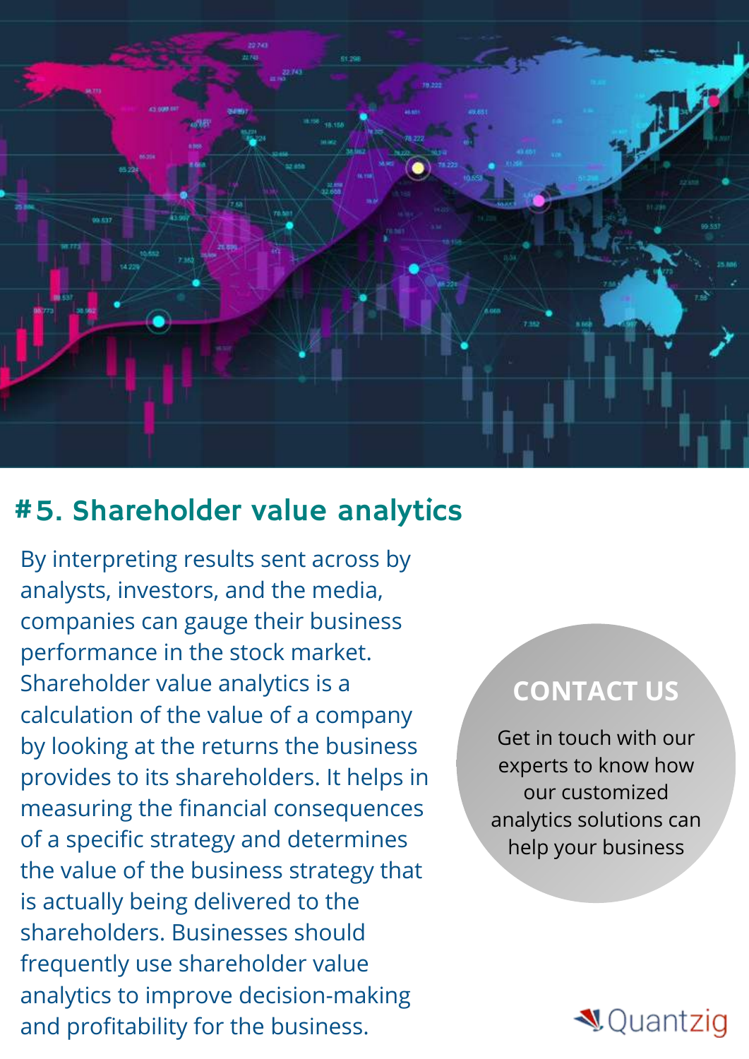## #5. Shareholder value analytics

By interpreting results sent across by analysts, investors, and the media, companies can gauge their business performance in the stock market. Shareholder value analytics is a calculation of the value of a company by looking at the returns the business provides to its shareholders. It helps in measuring the financial consequences of a specific strategy and determines the value of the business strategy that is actually being delivered to the shareholders. Businesses should frequently use shareholder value analytics to improve decision-making and profitability for the business.

**CONTACT US**

Get in touch with our experts to know how our customized analytics solutions can help your business

Quantzig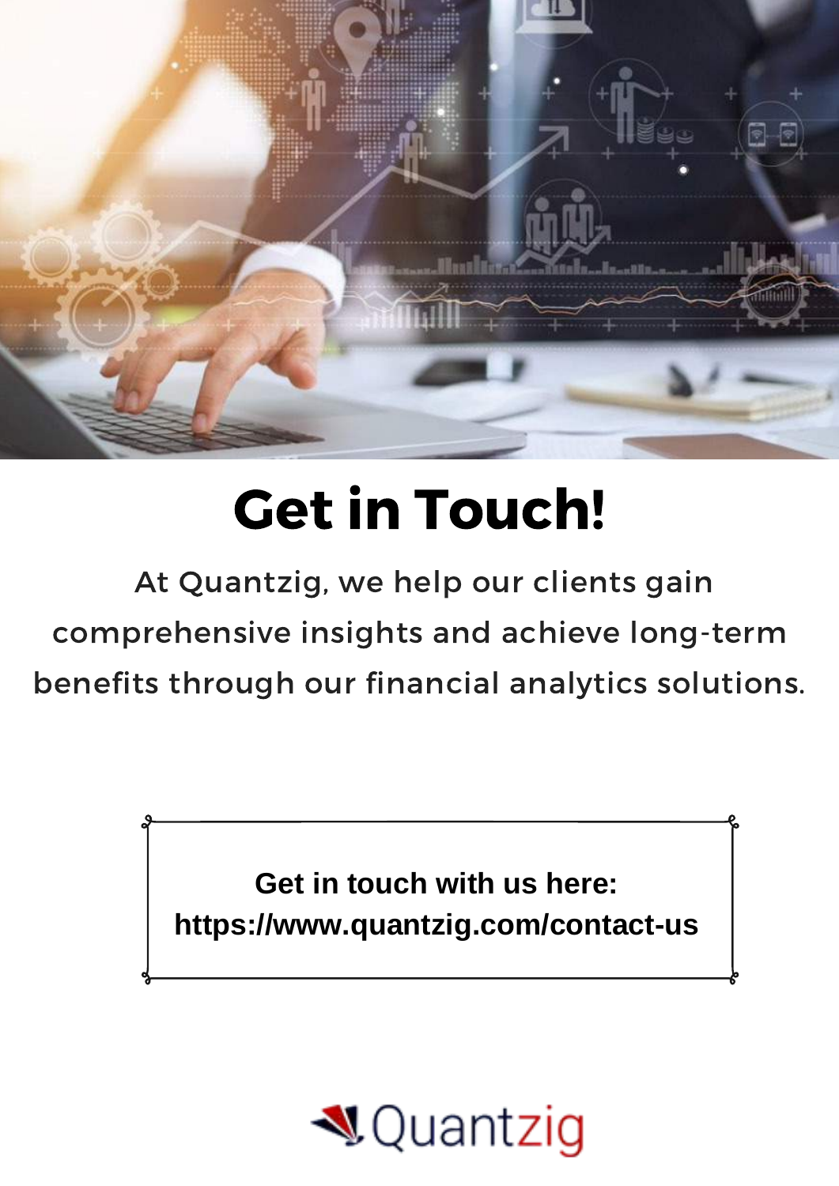# Get in Touch!

At Quantzig, we help our clients gain comprehensive insights and achieve long-term benefits through our financial analytics solutions.

**Get in touch with us here:**
**https://www.quantzig.com/contact-us**

Quantzig